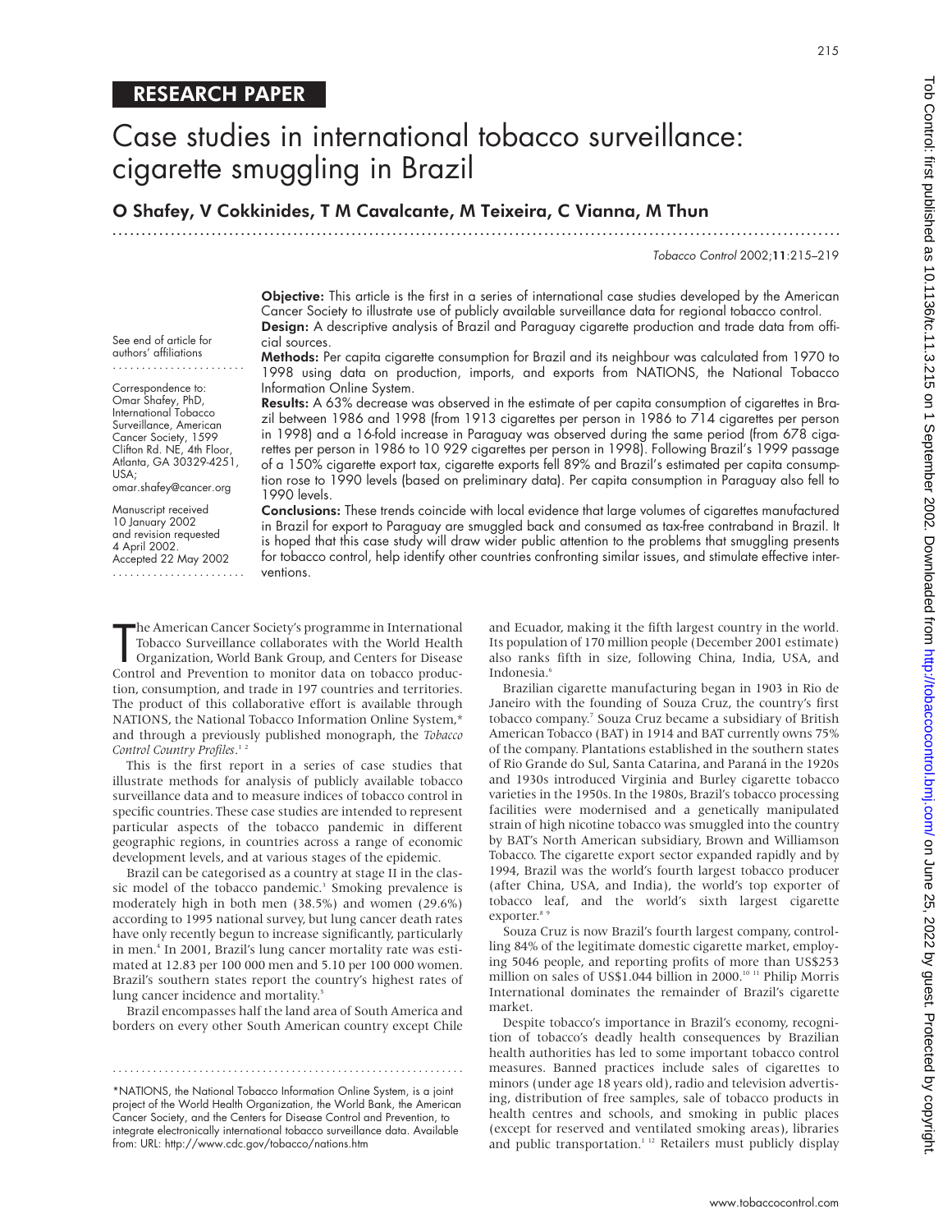RESEARCH PAPER

# Case studies in international tobacco surveillance: cigarette smuggling in Brazil

**O Shafey, V Cokkinides, T M Cavalcante, M Teixeira, C Vianna, M Thun**

See end of article for authors' affiliations

Correspondence to: Omar Shafey, PhD, International Tobacco Surveillance, American Cancer Society, 1599 Clifton Rd. NE, 4th Floor, Atlanta, GA 30329-4251, USA; omar.shafey@cancer.org

Manuscript received 10 January 2002 and revision requested 4 April 2002. Accepted 22 May 2002

**Objective:** This article is the first in a series of international case studies developed by the American Cancer Society to illustrate use of publicly available surveillance data for regional tobacco control.

**Design:** A descriptive analysis of Brazil and Paraguay cigarette production and trade data from official sources.

**Methods:** Per capita cigarette consumption for Brazil and its neighbour was calculated from 1970 to 1998 using data on production, imports, and exports from NATIONS, the National Tobacco Information Online System.

**Results:** A 63% decrease was observed in the estimate of per capita consumption of cigarettes in Brazil between 1986 and 1998 (from 1913 cigarettes per person in 1986 to 714 cigarettes per person in 1998) and a 16-fold increase in Paraguay was observed during the same period (from 678 cigarettes per person in 1986 to 10 929 cigarettes per person in 1998). Following Brazil's 1999 passage of a 150% cigarette export tax, cigarette exports fell 89% and Brazil's estimated per capita consumption rose to 1990 levels (based on preliminary data). Per capita consumption in Paraguay also fell to 1990 levels.

**Conclusions:** These trends coincide with local evidence that large volumes of cigarettes manufactured in Brazil for export to Paraguay are smuggled back and consumed as tax-free contraband in Brazil. It is hoped that this case study will draw wider public attention to the problems that smuggling presents for tobacco control, help identify other countries confronting similar issues, and stimulate effective interventions.

The American Cancer Society's programme in International Tobacco Surveillance collaborates with the World Health Organization, World Bank Group, and Centers for Disease Control and Prevention to monitor data on tobacco production, consumption, and trade in 197 countries and territories. The product of this collaborative effort is available through NATIONS, the National Tobacco Information Online System,* and through a previously published monograph, the *Tobacco Control Country Profiles*.[1,2]

This is the first report in a series of case studies that illustrate methods for analysis of publicly available tobacco surveillance data and to measure indices of tobacco control in specific countries. These case studies are intended to represent particular aspects of the tobacco pandemic in different geographic regions, in countries across a range of economic development levels, and at various stages of the epidemic.

Brazil can be categorised as a country at stage II in the classic model of the tobacco pandemic.[3] Smoking prevalence is moderately high in both men (38.5%) and women (29.6%) according to 1995 national survey, but lung cancer death rates have only recently begun to increase significantly, particularly in men.[4] In 2001, Brazil's lung cancer mortality rate was estimated at 12.83 per 100 000 men and 5.10 per 100 000 women. Brazil's southern states report the country's highest rates of lung cancer incidence and mortality.[5]

Brazil encompasses half the land area of South America and borders on every other South American country except Chile and Ecuador, making it the fifth largest country in the world. Its population of 170 million people (December 2001 estimate) also ranks fifth in size, following China, India, USA, and Indonesia.[6]

Brazilian cigarette manufacturing began in 1903 in Rio de Janeiro with the founding of Souza Cruz, the country's first tobacco company.[7] Souza Cruz became a subsidiary of British American Tobacco (BAT) in 1914 and BAT currently owns 75% of the company. Plantations established in the southern states of Rio Grande do Sul, Santa Catarina, and Paraná in the 1920s and 1930s introduced Virginia and Burley cigarette tobacco varieties in the 1950s. In the 1980s, Brazil's tobacco processing facilities were modernised and a genetically manipulated strain of high nicotine tobacco was smuggled into the country by BAT's North American subsidiary, Brown and Williamson Tobacco. The cigarette export sector expanded rapidly and by 1994, Brazil was the world's fourth largest tobacco producer (after China, USA, and India), the world's top exporter of tobacco leaf, and the world's sixth largest cigarette exporter.[8,9]

Souza Cruz is now Brazil's fourth largest company, controlling 84% of the legitimate domestic cigarette market, employing 5046 people, and reporting profits of more than US$253 million on sales of US$1.044 billion in 2000.[10,11] Philip Morris International dominates the remainder of Brazil's cigarette market.

Despite tobacco's importance in Brazil's economy, recognition of tobacco's deadly health consequences by Brazilian health authorities has led to some important tobacco control measures. Banned practices include sales of cigarettes to minors (under age 18 years old), radio and television advertising, distribution of free samples, sale of tobacco products in health centres and schools, and smoking in public places (except for reserved and ventilated smoking areas), libraries and public transportation.[1,12] Retailers must publicly display

*NATIONS, the National Tobacco Information Online System, is a joint project of the World Health Organization, the World Bank, the American Cancer Society, and the Centers for Disease Control and Prevention, to integrate electronically international tobacco surveillance data. Available from: URL: http://www.cdc.gov/tobacco/nations.htm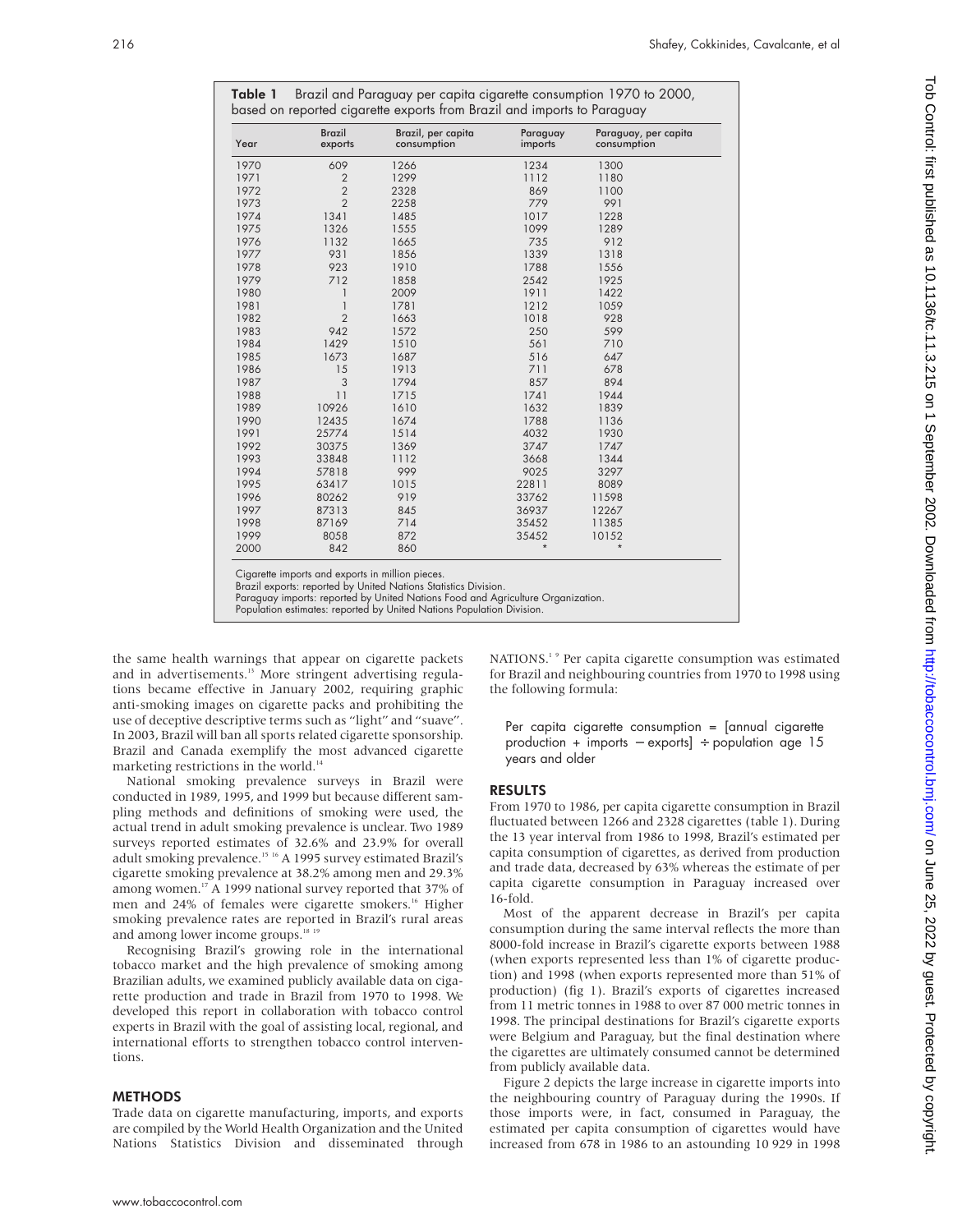**Table 1** Brazil and Paraguay per capita cigarette consumption 1970 to 2000, based on reported cigarette exports from Brazil and imports to Paraguay

| Year | Brazil exports | Brazil, per capita consumption | Paraguay imports | Paraguay, per capita consumption |
|---|---|---|---|---|
| 1970 | 609 | 1266 | 1234 | 1300 |
| 1971 | 2 | 1299 | 1112 | 1180 |
| 1972 | 2 | 2328 | 869 | 1100 |
| 1973 | 2 | 2258 | 779 | 991 |
| 1974 | 1341 | 1485 | 1017 | 1228 |
| 1975 | 1326 | 1555 | 1099 | 1289 |
| 1976 | 1132 | 1665 | 735 | 912 |
| 1977 | 931 | 1856 | 1339 | 1318 |
| 1978 | 923 | 1910 | 1788 | 1556 |
| 1979 | 712 | 1858 | 2542 | 1925 |
| 1980 | 1 | 2009 | 1911 | 1422 |
| 1981 | 1 | 1781 | 1212 | 1059 |
| 1982 | 2 | 1663 | 1018 | 928 |
| 1983 | 942 | 1572 | 250 | 599 |
| 1984 | 1429 | 1510 | 561 | 710 |
| 1985 | 1673 | 1687 | 516 | 647 |
| 1986 | 15 | 1913 | 711 | 678 |
| 1987 | 3 | 1794 | 857 | 894 |
| 1988 | 11 | 1715 | 1741 | 1944 |
| 1989 | 10926 | 1610 | 1632 | 1839 |
| 1990 | 12435 | 1674 | 1788 | 1136 |
| 1991 | 25774 | 1514 | 4032 | 1930 |
| 1992 | 30375 | 1369 | 3747 | 1747 |
| 1993 | 33848 | 1112 | 3668 | 1344 |
| 1994 | 57818 | 999 | 9025 | 3297 |
| 1995 | 63417 | 1015 | 22811 | 8089 |
| 1996 | 80262 | 919 | 33762 | 11598 |
| 1997 | 87313 | 845 | 36937 | 12267 |
| 1998 | 87169 | 714 | 35452 | 11385 |
| 1999 | 8058 | 872 | 35452 | 10152 |
| 2000 | 842 | 860 | * | * |

Cigarette imports and exports in million pieces.
Brazil exports: reported by United Nations Statistics Division.
Paraguay imports: reported by United Nations Food and Agriculture Organization.
Population estimates: reported by United Nations Population Division.

the same health warnings that appear on cigarette packets and in advertisements.[13] More stringent advertising regulations became effective in January 2002, requiring graphic anti-smoking images on cigarette packs and prohibiting the use of deceptive descriptive terms such as "light" and "suave". In 2003, Brazil will ban all sports related cigarette sponsorship. Brazil and Canada exemplify the most advanced cigarette marketing restrictions in the world.[14]

National smoking prevalence surveys in Brazil were conducted in 1989, 1995, and 1999 but because different sampling methods and definitions of smoking were used, the actual trend in adult smoking prevalence is unclear. Two 1989 surveys reported estimates of 32.6% and 23.9% for overall adult smoking prevalence.[15,16] A 1995 survey estimated Brazil's cigarette smoking prevalence at 38.2% among men and 29.3% among women.[17] A 1999 national survey reported that 37% of men and 24% of females were cigarette smokers.[16] Higher smoking prevalence rates are reported in Brazil's rural areas and among lower income groups.[18,19]

Recognising Brazil's growing role in the international tobacco market and the high prevalence of smoking among Brazilian adults, we examined publicly available data on cigarette production and trade in Brazil from 1970 to 1998. We developed this report in collaboration with tobacco control experts in Brazil with the goal of assisting local, regional, and international efforts to strengthen tobacco control interventions.

## METHODS

Trade data on cigarette manufacturing, imports, and exports are compiled by the World Health Organization and the United Nations Statistics Division and disseminated through NATIONS.[1,9] Per capita cigarette consumption was estimated for Brazil and neighbouring countries from 1970 to 1998 using the following formula:

Per capita cigarette consumption = [annual cigarette production + imports − exports] ÷ population age 15 years and older

## RESULTS

From 1970 to 1986, per capita cigarette consumption in Brazil fluctuated between 1266 and 2328 cigarettes (table 1). During the 13 year interval from 1986 to 1998, Brazil's estimated per capita consumption of cigarettes, as derived from production and trade data, decreased by 63% whereas the estimate of per capita cigarette consumption in Paraguay increased over 16-fold.

Most of the apparent decrease in Brazil's per capita consumption during the same interval reflects the more than 8000-fold increase in Brazil's cigarette exports between 1988 (when exports represented less than 1% of cigarette production) and 1998 (when exports represented more than 51% of production) (fig 1). Brazil's exports of cigarettes increased from 11 metric tonnes in 1988 to over 87 000 metric tonnes in 1998. The principal destinations for Brazil's cigarette exports were Belgium and Paraguay, but the final destination where the cigarettes are ultimately consumed cannot be determined from publicly available data.

Figure 2 depicts the large increase in cigarette imports into the neighbouring country of Paraguay during the 1990s. If those imports were, in fact, consumed in Paraguay, the estimated per capita consumption of cigarettes would have increased from 678 in 1986 to an astounding 10 929 in 1998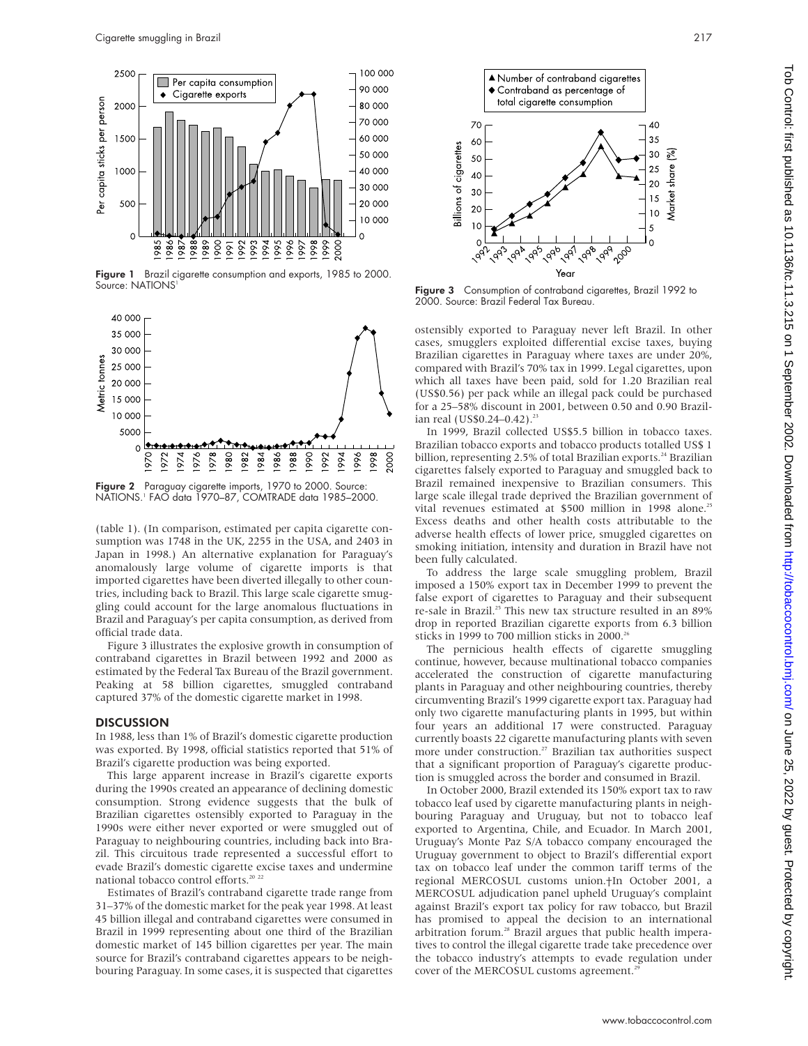Figure 1 Brazil cigarette consumption and exports, 1985 to 2000. Source: NATIONS[1]

Figure 2 Paraguay cigarette imports, 1970 to 2000. Source: NATIONS.[1] FAO data 1970–87, COMTRADE data 1985–2000.

(table 1). (In comparison, estimated per capita cigarette consumption was 1748 in the UK, 2255 in the USA, and 2403 in Japan in 1998.) An alternative explanation for Paraguay's anomalously large volume of cigarette imports is that imported cigarettes have been diverted illegally to other countries, including back to Brazil. This large scale cigarette smuggling could account for the large anomalous fluctuations in Brazil and Paraguay's per capita consumption, as derived from official trade data.

Figure 3 illustrates the explosive growth in consumption of contraband cigarettes in Brazil between 1992 and 2000 as estimated by the Federal Tax Bureau of the Brazil government. Peaking at 58 billion cigarettes, smuggled contraband captured 37% of the domestic cigarette market in 1998.

## DISCUSSION

In 1988, less than 1% of Brazil's domestic cigarette production was exported. By 1998, official statistics reported that 51% of Brazil's cigarette production was being exported.

This large apparent increase in Brazil's cigarette exports during the 1990s created an appearance of declining domestic consumption. Strong evidence suggests that the bulk of Brazilian cigarettes ostensibly exported to Paraguay in the 1990s were either never exported or were smuggled out of Paraguay to neighbouring countries, including back into Brazil. This circuitous trade represented a successful effort to evade Brazil's domestic cigarette excise taxes and undermine national tobacco control efforts.[20 22]

Estimates of Brazil's contraband cigarette trade range from 31–37% of the domestic market for the peak year 1998. At least 45 billion illegal and contraband cigarettes were consumed in Brazil in 1999 representing about one third of the Brazilian domestic market of 145 billion cigarettes per year. The main source for Brazil's contraband cigarettes appears to be neighbouring Paraguay. In some cases, it is suspected that cigarettes ostensibly exported to Paraguay never left Brazil. In other cases, smugglers exploited differential excise taxes, buying Brazilian cigarettes in Paraguay where taxes are under 20%, compared with Brazil's 70% tax in 1999. Legal cigarettes, upon which all taxes have been paid, sold for 1.20 Brazilian real (US$0.56) per pack while an illegal pack could be purchased for a 25–58% discount in 2001, between 0.50 and 0.90 Brazilian real (US$0.24–0.42).[23]

Figure 3 Consumption of contraband cigarettes, Brazil 1992 to 2000. Source: Brazil Federal Tax Bureau.

In 1999, Brazil collected US$5.5 billion in tobacco taxes. Brazilian tobacco exports and tobacco products totalled US$ 1 billion, representing 2.5% of total Brazilian exports.[24] Brazilian cigarettes falsely exported to Paraguay and smuggled back to Brazil remained inexpensive to Brazilian consumers. This large scale illegal trade deprived the Brazilian government of vital revenues estimated at $500 million in 1998 alone.[25] Excess deaths and other health costs attributable to the adverse health effects of lower price, smuggled cigarettes on smoking initiation, intensity and duration in Brazil have not been fully calculated.

To address the large scale smuggling problem, Brazil imposed a 150% export tax in December 1999 to prevent the false export of cigarettes to Paraguay and their subsequent re-sale in Brazil.[25] This new tax structure resulted in an 89% drop in reported Brazilian cigarette exports from 6.3 billion sticks in 1999 to 700 million sticks in 2000.[26]

The pernicious health effects of cigarette smuggling continue, however, because multinational tobacco companies accelerated the construction of cigarette manufacturing plants in Paraguay and other neighbouring countries, thereby circumventing Brazil's 1999 cigarette export tax. Paraguay had only two cigarette manufacturing plants in 1995, but within four years an additional 17 were constructed. Paraguay currently boasts 22 cigarette manufacturing plants with seven more under construction.[27] Brazilian tax authorities suspect that a significant proportion of Paraguay's cigarette production is smuggled across the border and consumed in Brazil.

In October 2000, Brazil extended its 150% export tax to raw tobacco leaf used by cigarette manufacturing plants in neighbouring Paraguay and Uruguay, but not to tobacco leaf exported to Argentina, Chile, and Ecuador. In March 2001, Uruguay's Monte Paz S/A tobacco company encouraged the Uruguay government to object to Brazil's differential export tax on tobacco leaf under the common tariff terms of the regional MERCOSUL customs union.†In October 2001, a MERCOSUL adjudication panel upheld Uruguay's complaint against Brazil's export tax policy for raw tobacco, but Brazil has promised to appeal the decision to an international arbitration forum.[28] Brazil argues that public health imperatives to control the illegal cigarette trade take precedence over the tobacco industry's attempts to evade regulation under cover of the MERCOSUL customs agreement.[29]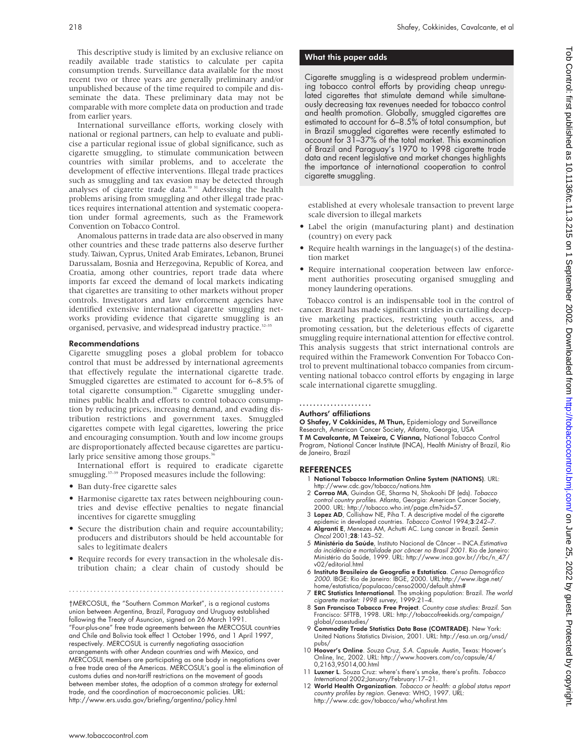This descriptive study is limited by an exclusive reliance on readily available trade statistics to calculate per capita consumption trends. Surveillance data available for the most recent two or three years are generally preliminary and/or unpublished because of the time required to compile and disseminate the data. These preliminary data may not be comparable with more complete data on production and trade from earlier years.

International surveillance efforts, working closely with national or regional partners, can help to evaluate and publicise a particular regional issue of global significance, such as cigarette smuggling, to stimulate communication between countries with similar problems, and to accelerate the development of effective interventions. Illegal trade practices such as smuggling and tax evasion may be detected through analyses of cigarette trade data.[30 31] Addressing the health problems arising from smuggling and other illegal trade practices requires international attention and systematic cooperation under formal agreements, such as the Framework Convention on Tobacco Control.

Anomalous patterns in trade data are also observed in many other countries and these trade patterns also deserve further study. Taiwan, Cyprus, United Arab Emirates, Lebanon, Brunei Darussalam, Bosnia and Herzegovina, Republic of Korea, and Croatia, among other countries, report trade data where imports far exceed the demand of local markets indicating that cigarettes are transiting to other markets without proper controls. Investigators and law enforcement agencies have identified extensive international cigarette smuggling networks providing evidence that cigarette smuggling is an organised, pervasive, and widespread industry practice.[32–35]

### Recommendations

Cigarette smuggling poses a global problem for tobacco control that must be addressed by international agreements that effectively regulate the international cigarette trade. Smuggled cigarettes are estimated to account for 6–8.5% of total cigarette consumption.[30] Cigarette smuggling undermines public health and efforts to control tobacco consumption by reducing prices, increasing demand, and evading distribution restrictions and government taxes. Smuggled cigarettes compete with legal cigarettes, lowering the price and encouraging consumption. Youth and low income groups are disproportionately affected because cigarettes are particularly price sensitive among those groups.[36]

International effort is required to eradicate cigarette smuggling.[37–39] Proposed measures include the following:

- Ban duty-free cigarette sales
- Harmonise cigarette tax rates between neighbouring countries and devise effective penalties to negate financial incentives for cigarette smuggling
- Secure the distribution chain and require accountability; producers and distributors should be held accountable for sales to legitimate dealers
- Require records for every transaction in the wholesale distribution chain; a clear chain of custody should be established at every wholesale transaction to prevent large scale diversion to illegal markets
- Label the origin (manufacturing plant) and destination (country) on every pack
- Require health warnings in the language(s) of the destination market
- Require international cooperation between law enforcement authorities prosecuting organised smuggling and money laundering operations.

Tobacco control is an indispensable tool in the control of cancer. Brazil has made significant strides in curtailing deceptive marketing practices, restricting youth access, and promoting cessation, but the deleterious effects of cigarette smuggling require international attention for effective control. This analysis suggests that strict international controls are required within the Framework Convention For Tobacco Control to prevent multinational tobacco companies from circumventing national tobacco control efforts by engaging in large scale international cigarette smuggling.

†MERCOSUL, the "Southern Common Market", is a regional customs union between Argentina, Brazil, Paraguay and Uruguay established following the Treaty of Asuncion, signed on 26 March 1991. "Four-plus-one" free trade agreements between the MERCOSUL countries and Chile and Bolivia took effect 1 October 1996, and 1 April 1997, respectively. MERCOSUL is currently negotiating association arrangements with other Andean countries and with Mexico, and MERCOSUL members are participating as one body in negotiations over a free trade area of the Americas. MERCOSUL's goal is the elimination of customs duties and non-tariff restrictions on the movement of goods between member states, the adoption of a common strategy for external trade, and the coordination of macroeconomic policies. URL: http://www.ers.usda.gov/briefing/argentina/policy.html

### What this paper adds

Cigarette smuggling is a widespread problem undermining tobacco control efforts by providing cheap unregulated cigarettes that stimulate demand while simultaneously decreasing tax revenues needed for tobacco control and health promotion. Globally, smuggled cigarettes are estimated to account for 6–8.5% of total consumption, but in Brazil smuggled cigarettes were recently estimated to account for 31–37% of the total market. This examination of Brazil and Paraguay's 1970 to 1998 cigarette trade data and recent legislative and market changes highlights the importance of international cooperation to control cigarette smuggling.

### Authors' affiliations

**O Shafey, V Cokkinides, M Thun,** Epidemiology and Surveillance Research, American Cancer Society, Atlanta, Georgia, USA
**T M Cavalcante, M Teixeira, C Vianna,** National Tobacco Control Program, National Cancer Institute (INCA), Health Ministry of Brazil, Rio de Janeiro, Brazil

## REFERENCES

1. **National Tobacco Information Online System (NATIONS)**. URL: http://www.cdc.gov/tobacco/nations.htm
2. **Corrao MA**, Guindon GE, Sharma N, Shokoohi DF (eds). *Tobacco control country profiles*. Atlanta, Georgia: American Cancer Society, 2000. URL: http://tobacco.who.int/page.cfm?sid=57.
3. **Lopez AD**, Collishaw NE, Piha T. A descriptive model of the cigarette epidemic in developed countries. *Tobacco Control* 1994;**3**:242–7.
4. **Algranti E**, Menezes AM, Achutti AC. Lung cancer in Brazil. *Semin Oncol* 2001;**28**:143–52.
5. **Ministério da Saúde**, Instituto Nacional de Câncer – INCA.*Estimativa da incidência e mortalidade por câncer no Brasil 2001*. Rio de Janeiro: Ministério da Saúde, 1999. URL: http://www.inca.gov.br//rbc/n_47/v02/editorial.html
6. **Instituto Brasileiro de Geografia e Estatística**. *Censo Demográfico 2000*. IBGE: Rio de Janeiro: IBGE, 2000. URL:http://www.ibge.net/home/estatistica/populacao/censo2000/default.shtm#
7. **ERC Statistics International**. The smoking population: Brazil. *The world cigarette market: 1998 survey*, 1999:21–4.
8. **San Francisco Tobacco Free Project**. *Country case studies: Brazil*. San Francisco: SFTFB, 1998. URL: http://tobaccofreekids.org/campaign/global/casestudies/
9. **Commodity Trade Statistics Data Base (COMTRADE)**. New York: United Nations Statistics Division, 2001. URL: http://esa.un.org/unsd/pubs/
10. **Hoover's Online**. *Souza Cruz, S.A. Capsule*. Austin, Texas: Hoover's Online, Inc, 2002. URL: http://www.hoovers.com/co/capsule/4/0,2163,95014,00.html
11. **Luxner L**. Souza Cruz: where's there's smoke, there's profits. *Tobacco International* 2002;January/February:17–21.
12. **World Health Organization**. *Tobacco or health: a global status report country profiles by region*. Geneva: WHO, 1997. URL: http://www.cdc.gov/tobacco/who/whofirst.htm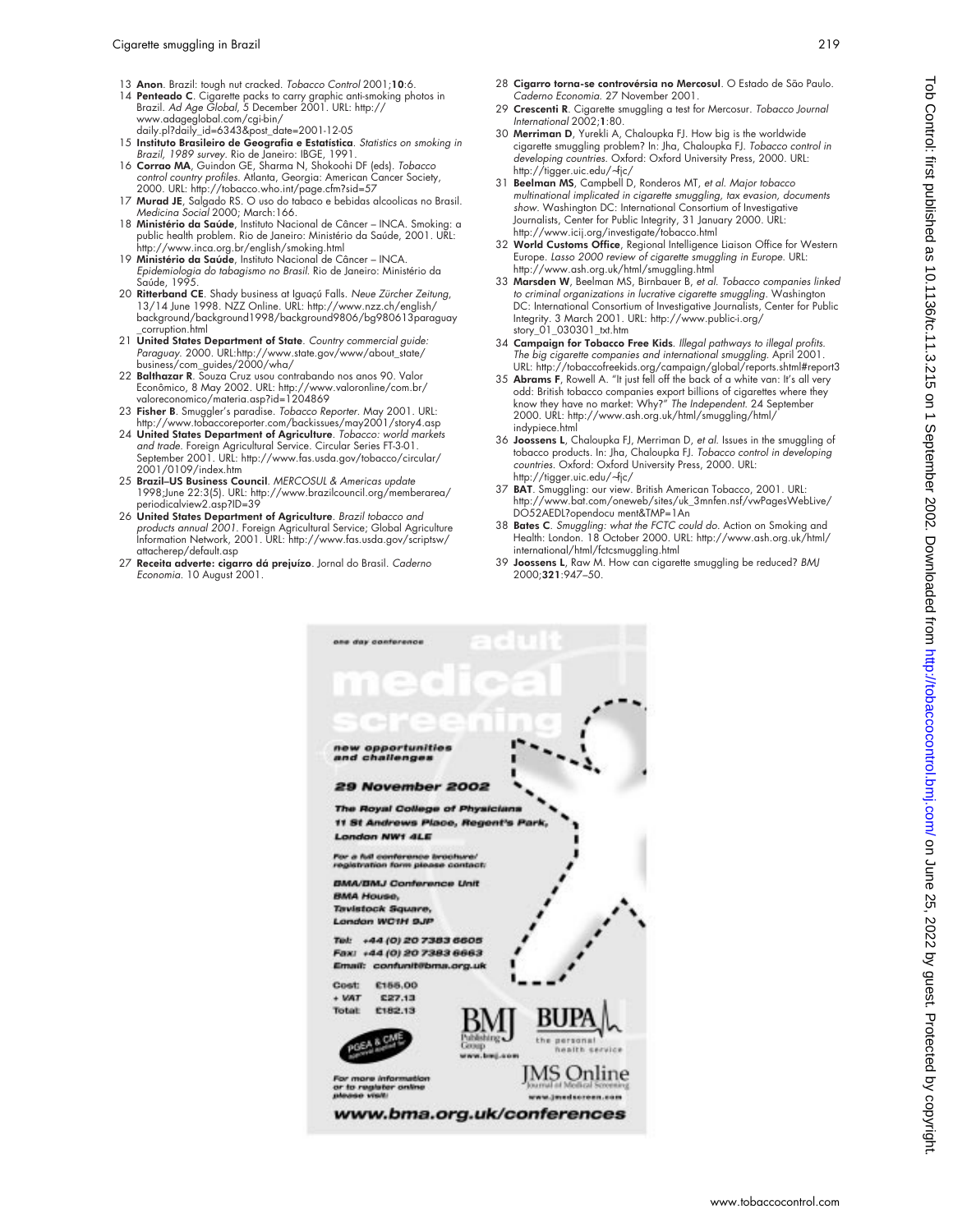13 **Anon**. Brazil: tough nut cracked. *Tobacco Control* 2001;**10**:6.

14 **Penteado C**. Cigarette packs to carry graphic anti-smoking photos in Brazil. *Ad Age Global*, 5 December 2001. URL: http://www.adageglobal.com/cgi-bin/daily.pl?daily_id=6343&post_date=2001-12-05

15 **Instituto Brasileiro de Geografia e Estatística**. *Statistics on smoking in Brazil, 1989 survey*. Rio de Janeiro: IBGE, 1991.

16 **Corrao MA**, Guindon GE, Sharma N, Shokoohi DF (eds). *Tobacco control country profiles*. Atlanta, Georgia: American Cancer Society, 2000. URL: http://tobacco.who.int/page.cfm?sid=57

17 **Murad JE**, Salgado RS. O uso do tabaco e bebidas alcoolicas no Brasil. *Medicina Social* 2000; March:166.

18 **Ministério da Saúde**, Instituto Nacional de Câncer – INCA. Smoking: a public health problem. Rio de Janeiro: Ministério da Saúde, 2001. URL: http://www.inca.org.br/english/smoking.html

19 **Ministério da Saúde**, Instituto Nacional de Câncer – INCA. *Epidemiologia do tabagismo no Brasil*. Rio de Janeiro: Ministério da Saúde, 1995.

20 **Ritterband CE**. Shady business at Iguaçú Falls. *Neue Zürcher Zeitung*, 13/14 June 1998. NZZ Online. URL: http://www.nzz.ch/english/background/background1998/background9806/bg980613paraguay_corruption.html

21 **United States Department of State**. *Country commercial guide: Paraguay*. 2000. URL:http://www.state.gov/www/about_state/business/com_guides/2000/wha/

22 **Balthazar R**. Souza Cruz usou contrabando nos anos 90. Valor Econômico, 8 May 2002. URL: http://www.valoronline/com.br/valoreconomico/materia.asp?id=1204869

23 **Fisher B**. Smuggler's paradise. *Tobacco Reporter*. May 2001. URL: http://www.tobaccoreporter.com/backissues/may2001/story4.asp

24 **United States Department of Agriculture**. *Tobacco: world markets and trade*. Foreign Agricultural Service. Circular Series FT-3-01. September 2001. URL: http://www.fas.usda.gov/tobacco/circular/2001/0109/index.htm

25 **Brazil–US Business Council**. *MERCOSUL & Americas update* 1998;June 22:3(5). URL: http://www.brazilcouncil.org/memberarea/periodicalview2.asp?ID=39

26 **United States Department of Agriculture**. *Brazil tobacco and products annual 2001*. Foreign Agricultural Service; Global Agriculture Information Network, 2001. URL: http://www.fas.usda.gov/scriptsw/attacherep/default.asp

27 **Receita adverte: cigarro dá prejuízo**. Jornal do Brasil. *Caderno Economia*. 10 August 2001.

28 **Cigarro torna-se controvérsia no Mercosul**. O Estado de São Paulo. *Caderno Economia*. 27 November 2001.

29 **Crescenti R**. Cigarette smuggling a test for Mercosur. *Tobacco Journal International* 2002;**1**:80.

30 **Merriman D**, Yurekli A, Chaloupka FJ. How big is the worldwide cigarette smuggling problem? In: Jha, Chaloupka FJ. *Tobacco control in developing countries*. Oxford: Oxford University Press, 2000. URL: http://tigger.uic.edu/~fjc/

31 **Beelman MS**, Campbell D, Ronderos MT, *et al*. *Major tobacco multinational implicated in cigarette smuggling, tax evasion, documents show*. Washington DC: International Consortium of Investigative Journalists, Center for Public Integrity, 31 January 2000. URL: http://www.icij.org/investigate/tobacco.html

32 **World Customs Office**, Regional Intelligence Liaison Office for Western Europe. *Lasso 2000 review of cigarette smuggling in Europe*. URL: http://www.ash.org.uk/html/smuggling.html

33 **Marsden W**, Beelman MS, Birnbauer B, *et al*. *Tobacco companies linked to criminal organizations in lucrative cigarette smuggling*. Washington DC: International Consortium of Investigative Journalists, Center for Public Integrity. 3 March 2001. URL: http://www.public-i.org/story_01_030301_txt.htm

34 **Campaign for Tobacco Free Kids**. *Illegal pathways to illegal profits. The big cigarette companies and international smuggling*. April 2001. URL: http://tobaccofreekids.org/campaign/global/reports.shtml#report3

35 **Abrams F**, Rowell A. "It just fell off the back of a white van: It's all very odd: British tobacco companies export billions of cigarettes where they know they have no market: Why?" *The Independent*. 24 September 2000. URL: http://www.ash.org.uk/html/smuggling/html/indypiece.html

36 **Joossens L**, Chaloupka FJ, Merriman D, *et al*. Issues in the smuggling of tobacco products. In: Jha, Chaloupka FJ. *Tobacco control in developing countries*. Oxford: Oxford University Press, 2000. URL: http://tigger.uic.edu/~fjc/

37 **BAT**. Smuggling: our view. British American Tobacco, 2001. URL: http://www.bat.com/oneweb/sites/uk_3mnfen.nsf/vwPagesWebLive/DO52AEDL?opendocu ment&TMP=1An

38 **Bates C**. *Smuggling: what the FCTC could do*. Action on Smoking and Health: London. 18 October 2000. URL: http://www.ash.org.uk/html/international/html/fctcsmuggling.html

39 **Joossens L**, Raw M. How can cigarette smuggling be reduced? *BMJ* 2000;**321**:947–50.